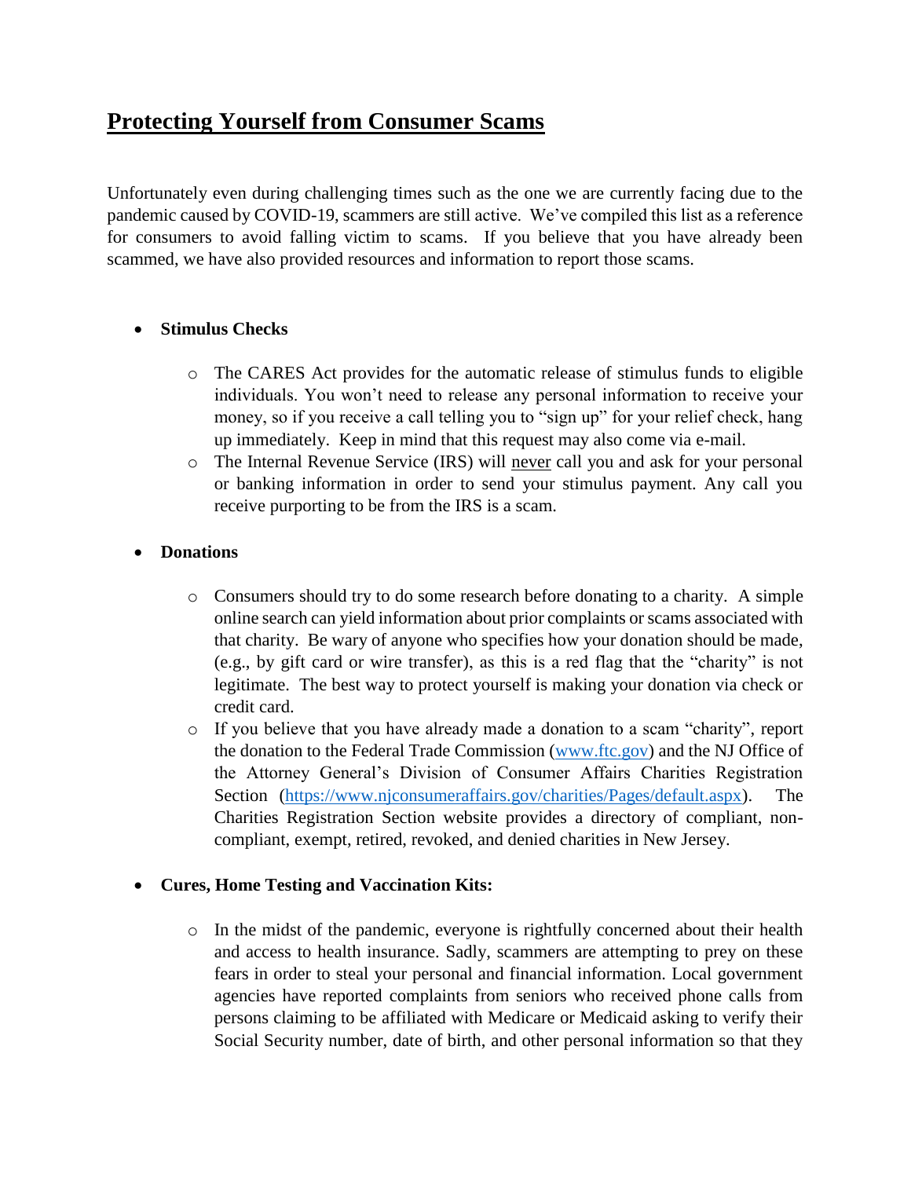# Protecting Yourself from Consumer Scams

Unfortunately even during challenging times such as the one we are currently facing due to the pandemic caused by COVID-19, scammers are still active. We've compiled this list as a reference for consumers to avoid falling victim to scams. If you believe that you have already been scammed, we have also provided resources and information to report those scams.

- **Stimulus Checks**
  - The CARES Act provides for the automatic release of stimulus funds to eligible individuals. You won't need to release any personal information to receive your money, so if you receive a call telling you to "sign up" for your relief check, hang up immediately. Keep in mind that this request may also come via e-mail.
  - The Internal Revenue Service (IRS) will <u>never</u> call you and ask for your personal or banking information in order to send your stimulus payment. Any call you receive purporting to be from the IRS is a scam.

- **Donations**
  - Consumers should try to do some research before donating to a charity. A simple online search can yield information about prior complaints or scams associated with that charity. Be wary of anyone who specifies how your donation should be made, (e.g., by gift card or wire transfer), as this is a red flag that the "charity" is not legitimate. The best way to protect yourself is making your donation via check or credit card.
  - If you believe that you have already made a donation to a scam "charity", report the donation to the Federal Trade Commission ([www.ftc.gov](www.ftc.gov)) and the NJ Office of the Attorney General's Division of Consumer Affairs Charities Registration Section ([https://www.njconsumeraffairs.gov/charities/Pages/default.aspx](https://www.njconsumeraffairs.gov/charities/Pages/default.aspx)). The Charities Registration Section website provides a directory of compliant, non-compliant, exempt, retired, revoked, and denied charities in New Jersey.

- **Cures, Home Testing and Vaccination Kits:**
  - In the midst of the pandemic, everyone is rightfully concerned about their health and access to health insurance. Sadly, scammers are attempting to prey on these fears in order to steal your personal and financial information. Local government agencies have reported complaints from seniors who received phone calls from persons claiming to be affiliated with Medicare or Medicaid asking to verify their Social Security number, date of birth, and other personal information so that they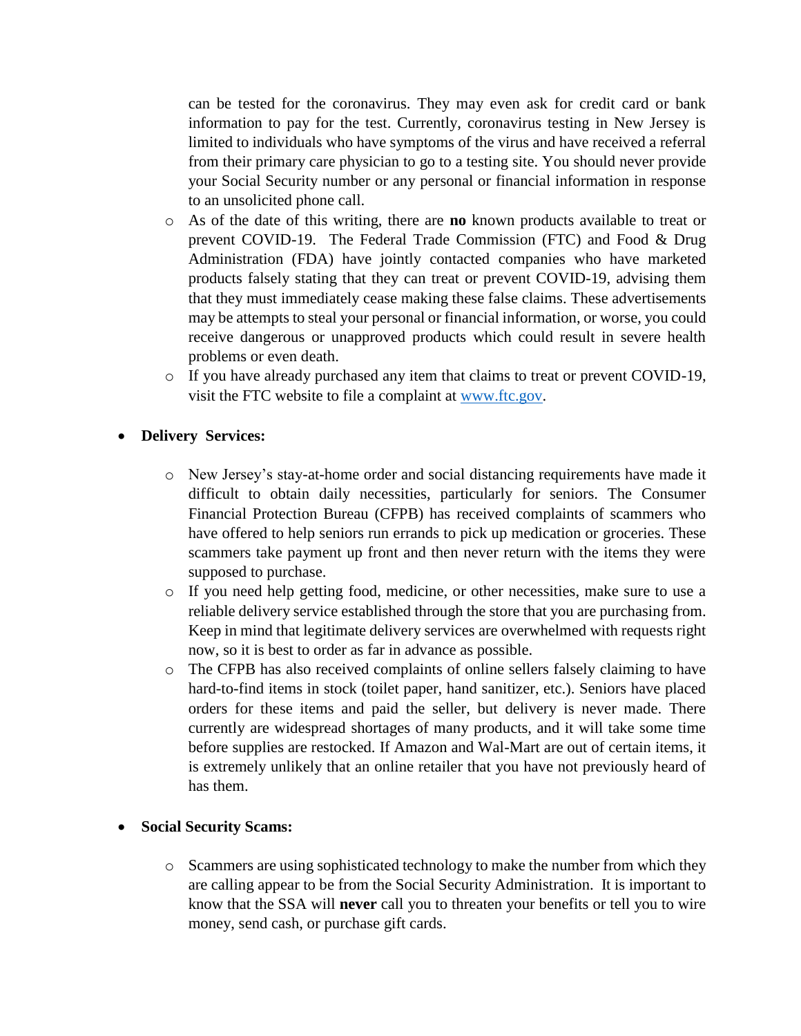- can be tested for the coronavirus. They may even ask for credit card or bank information to pay for the test. Currently, coronavirus testing in New Jersey is limited to individuals who have symptoms of the virus and have received a referral from their primary care physician to go to a testing site. You should never provide your Social Security number or any personal or financial information in response to an unsolicited phone call.
  - As of the date of this writing, there are **no** known products available to treat or prevent COVID-19. The Federal Trade Commission (FTC) and Food & Drug Administration (FDA) have jointly contacted companies who have marketed products falsely stating that they can treat or prevent COVID-19, advising them that they must immediately cease making these false claims. These advertisements may be attempts to steal your personal or financial information, or worse, you could receive dangerous or unapproved products which could result in severe health problems or even death.
  - If you have already purchased any item that claims to treat or prevent COVID-19, visit the FTC website to file a complaint at [www.ftc.gov](http://www.ftc.gov).

- **Delivery Services:**

  - New Jersey's stay-at-home order and social distancing requirements have made it difficult to obtain daily necessities, particularly for seniors. The Consumer Financial Protection Bureau (CFPB) has received complaints of scammers who have offered to help seniors run errands to pick up medication or groceries. These scammers take payment up front and then never return with the items they were supposed to purchase.
  - If you need help getting food, medicine, or other necessities, make sure to use a reliable delivery service established through the store that you are purchasing from. Keep in mind that legitimate delivery services are overwhelmed with requests right now, so it is best to order as far in advance as possible.
  - The CFPB has also received complaints of online sellers falsely claiming to have hard-to-find items in stock (toilet paper, hand sanitizer, etc.). Seniors have placed orders for these items and paid the seller, but delivery is never made. There currently are widespread shortages of many products, and it will take some time before supplies are restocked. If Amazon and Wal-Mart are out of certain items, it is extremely unlikely that an online retailer that you have not previously heard of has them.

- **Social Security Scams:**

  - Scammers are using sophisticated technology to make the number from which they are calling appear to be from the Social Security Administration. It is important to know that the SSA will **never** call you to threaten your benefits or tell you to wire money, send cash, or purchase gift cards.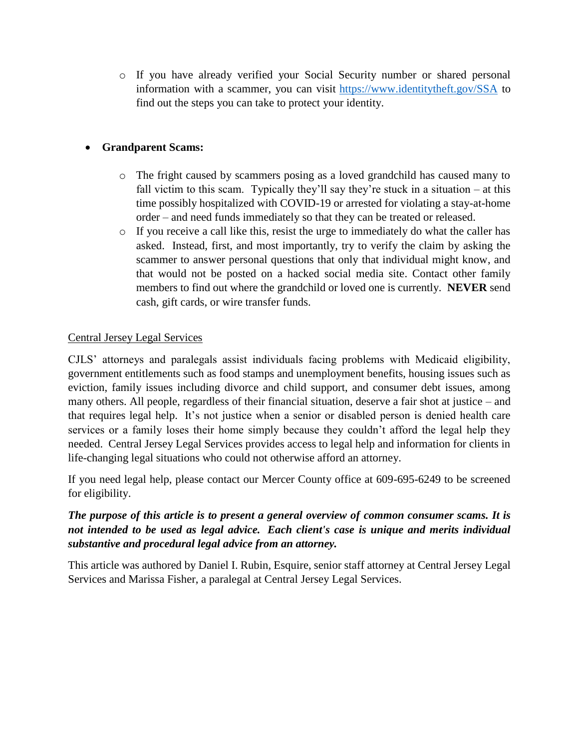- If you have already verified your Social Security number or shared personal information with a scammer, you can visit [https://www.identitytheft.gov/SSA](https://www.identitytheft.gov/SSA) to find out the steps you can take to protect your identity.

- **Grandparent Scams:**
  - The fright caused by scammers posing as a loved grandchild has caused many to fall victim to this scam. Typically they'll say they're stuck in a situation – at this time possibly hospitalized with COVID-19 or arrested for violating a stay-at-home order – and need funds immediately so that they can be treated or released.
  - If you receive a call like this, resist the urge to immediately do what the caller has asked. Instead, first, and most importantly, try to verify the claim by asking the scammer to answer personal questions that only that individual might know, and that would not be posted on a hacked social media site. Contact other family members to find out where the grandchild or loved one is currently. **NEVER** send cash, gift cards, or wire transfer funds.

<u>Central Jersey Legal Services</u>

CJLS' attorneys and paralegals assist individuals facing problems with Medicaid eligibility, government entitlements such as food stamps and unemployment benefits, housing issues such as eviction, family issues including divorce and child support, and consumer debt issues, among many others. All people, regardless of their financial situation, deserve a fair shot at justice – and that requires legal help. It's not justice when a senior or disabled person is denied health care services or a family loses their home simply because they couldn't afford the legal help they needed. Central Jersey Legal Services provides access to legal help and information for clients in life-changing legal situations who could not otherwise afford an attorney.

If you need legal help, please contact our Mercer County office at 609-695-6249 to be screened for eligibility.

***The purpose of this article is to present a general overview of common consumer scams. It is not intended to be used as legal advice. Each client's case is unique and merits individual substantive and procedural legal advice from an attorney.***

This article was authored by Daniel I. Rubin, Esquire, senior staff attorney at Central Jersey Legal Services and Marissa Fisher, a paralegal at Central Jersey Legal Services.